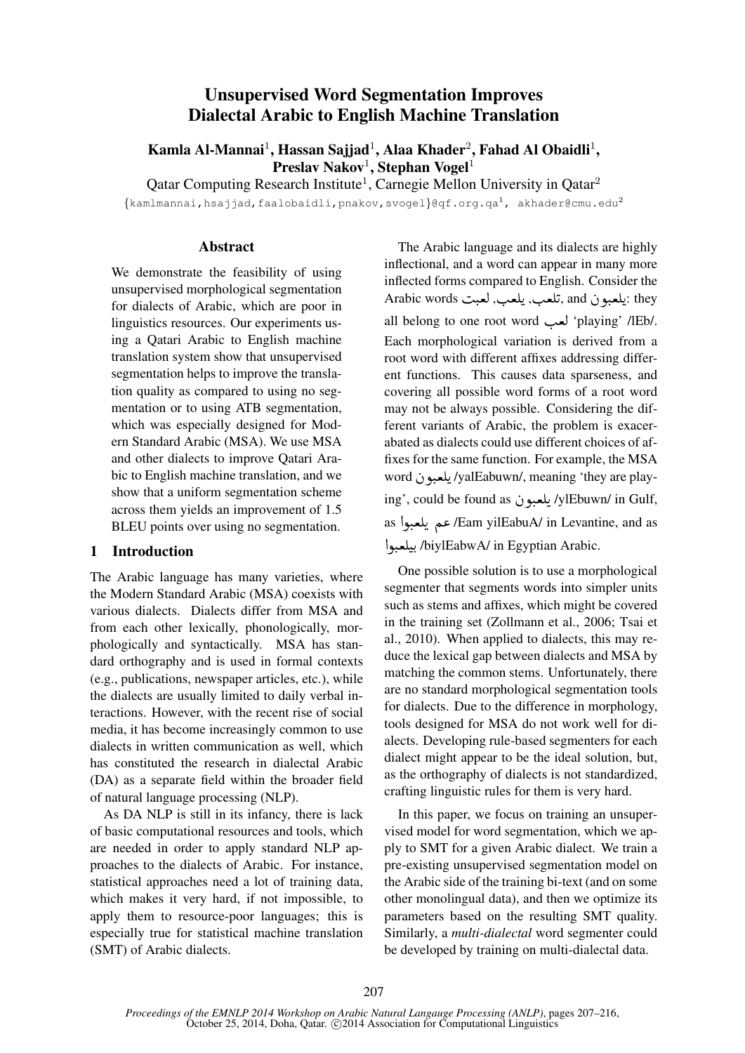# Unsupervised Word Segmentation Improves Dialectal Arabic to English Machine Translation

**Kamla Al-Mannai[1], Hassan Sajjad[1], Alaa Khader[2], Fahad Al Obaidli[1], Preslav Nakov[1], Stephan Vogel[1]**

Qatar Computing Research Institute[1], Carnegie Mellon University in Qatar[2]

{kamlmannai,hsajjad,faalobaidli,pnakov,svogel}@qf.org.qa[1], akhader@cmu.edu[2]

## Abstract

We demonstrate the feasibility of using unsupervised morphological segmentation for dialects of Arabic, which are poor in linguistics resources. Our experiments using a Qatari Arabic to English machine translation system show that unsupervised segmentation helps to improve the translation quality as compared to using no segmentation or to using ATB segmentation, which was especially designed for Modern Standard Arabic (MSA). We use MSA and other dialects to improve Qatari Arabic to English machine translation, and we show that a uniform segmentation scheme across them yields an improvement of 1.5 BLEU points over using no segmentation.

## 1 Introduction

The Arabic language has many varieties, where the Modern Standard Arabic (MSA) coexists with various dialects. Dialects differ from MSA and from each other lexically, phonologically, morphologically and syntactically. MSA has standard orthography and is used in formal contexts (e.g., publications, newspaper articles, etc.), while the dialects are usually limited to daily verbal interactions. However, with the recent rise of social media, it has become increasingly common to use dialects in written communication as well, which has constituted the research in dialectal Arabic (DA) as a separate field within the broader field of natural language processing (NLP).

As DA NLP is still in its infancy, there is lack of basic computational resources and tools, which are needed in order to apply standard NLP approaches to the dialects of Arabic. For instance, statistical approaches need a lot of training data, which makes it very hard, if not impossible, to apply them to resource-poor languages; this is especially true for statistical machine translation (SMT) of Arabic dialects.

The Arabic language and its dialects are highly inflectional, and a word can appear in many more inflected forms compared to English. Consider the Arabic words لعبت, يلعب, تلعب, and يلعبون: they all belong to one root word لعب 'playing' /lEb/. Each morphological variation is derived from a root word with different affixes addressing different functions. This causes data sparseness, and covering all possible word forms of a root word may not be always possible. Considering the different variants of Arabic, the problem is exacerabated as dialects could use different choices of affixes for the same function. For example, the MSA word يلعبون /yalEabuwn/, meaning 'they are playing', could be found as يلعبون /ylEbuwn/ in Gulf, as عم يلعبوا /Eam yilEabuA/ in Levantine, and as بيلعبوا /biylEabwA/ in Egyptian Arabic.

One possible solution is to use a morphological segmenter that segments words into simpler units such as stems and affixes, which might be covered in the training set (Zollmann et al., 2006; Tsai et al., 2010). When applied to dialects, this may reduce the lexical gap between dialects and MSA by matching the common stems. Unfortunately, there are no standard morphological segmentation tools for dialects. Due to the difference in morphology, tools designed for MSA do not work well for dialects. Developing rule-based segmenters for each dialect might appear to be the ideal solution, but, as the orthography of dialects is not standardized, crafting linguistic rules for them is very hard.

In this paper, we focus on training an unsupervised model for word segmentation, which we apply to SMT for a given Arabic dialect. We train a pre-existing unsupervised segmentation model on the Arabic side of the training bi-text (and on some other monolingual data), and then we optimize its parameters based on the resulting SMT quality. Similarly, a *multi-dialectal* word segmenter could be developed by training on multi-dialectal data.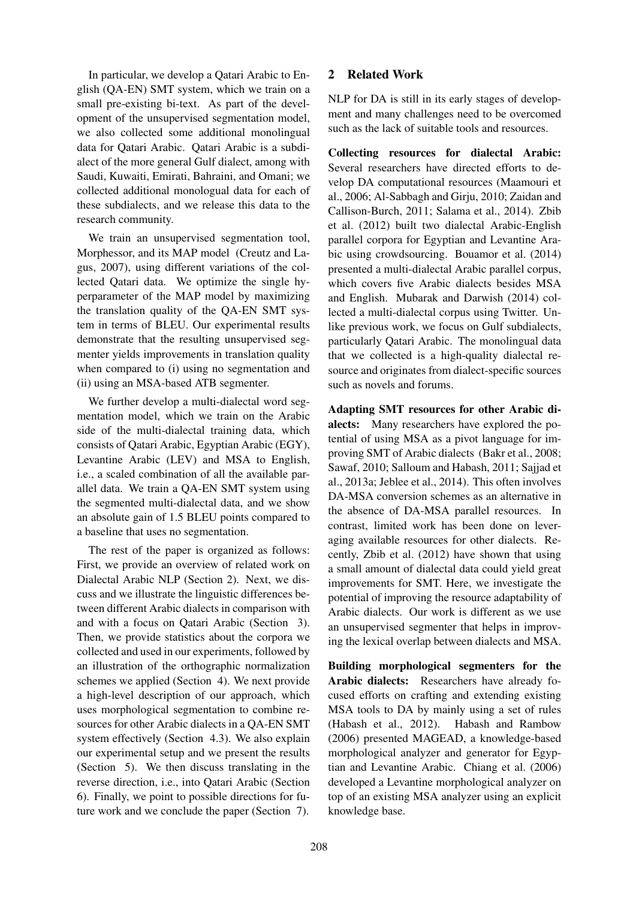In particular, we develop a Qatari Arabic to English (QA-EN) SMT system, which we train on a small pre-existing bi-text. As part of the development of the unsupervised segmentation model, we also collected some additional monolingual data for Qatari Arabic. Qatari Arabic is a subdialect of the more general Gulf dialect, among with Saudi, Kuwaiti, Emirati, Bahraini, and Omani; we collected additional monologual data for each of these subdialects, and we release this data to the research community.

We train an unsupervised segmentation tool, Morphessor, and its MAP model (Creutz and Lagus, 2007), using different variations of the collected Qatari data. We optimize the single hyperparameter of the MAP model by maximizing the translation quality of the QA-EN SMT system in terms of BLEU. Our experimental results demonstrate that the resulting unsupervised segmenter yields improvements in translation quality when compared to (i) using no segmentation and (ii) using an MSA-based ATB segmenter.

We further develop a multi-dialectal word segmentation model, which we train on the Arabic side of the multi-dialectal training data, which consists of Qatari Arabic, Egyptian Arabic (EGY), Levantine Arabic (LEV) and MSA to English, i.e., a scaled combination of all the available parallel data. We train a QA-EN SMT system using the segmented multi-dialectal data, and we show an absolute gain of 1.5 BLEU points compared to a baseline that uses no segmentation.

The rest of the paper is organized as follows: First, we provide an overview of related work on Dialectal Arabic NLP (Section 2). Next, we discuss and we illustrate the linguistic differences between different Arabic dialects in comparison with and with a focus on Qatari Arabic (Section 3). Then, we provide statistics about the corpora we collected and used in our experiments, followed by an illustration of the orthographic normalization schemes we applied (Section 4). We next provide a high-level description of our approach, which uses morphological segmentation to combine resources for other Arabic dialects in a QA-EN SMT system effectively (Section 4.3). We also explain our experimental setup and we present the results (Section 5). We then discuss translating in the reverse direction, i.e., into Qatari Arabic (Section 6). Finally, we point to possible directions for future work and we conclude the paper (Section 7).

## 2 Related Work

NLP for DA is still in its early stages of development and many challenges need to be overcomed such as the lack of suitable tools and resources.

**Collecting resources for dialectal Arabic:** Several researchers have directed efforts to develop DA computational resources (Maamouri et al., 2006; Al-Sabbagh and Girju, 2010; Zaidan and Callison-Burch, 2011; Salama et al., 2014). Zbib et al. (2012) built two dialectal Arabic-English parallel corpora for Egyptian and Levantine Arabic using crowdsourcing. Bouamor et al. (2014) presented a multi-dialectal Arabic parallel corpus, which covers five Arabic dialects besides MSA and English. Mubarak and Darwish (2014) collected a multi-dialectal corpus using Twitter. Unlike previous work, we focus on Gulf subdialects, particularly Qatari Arabic. The monolingual data that we collected is a high-quality dialectal resource and originates from dialect-specific sources such as novels and forums.

**Adapting SMT resources for other Arabic dialects:** Many researchers have explored the potential of using MSA as a pivot language for improving SMT of Arabic dialects (Bakr et al., 2008; Sawaf, 2010; Salloum and Habash, 2011; Sajjad et al., 2013a; Jeblee et al., 2014). This often involves DA-MSA conversion schemes as an alternative in the absence of DA-MSA parallel resources. In contrast, limited work has been done on leveraging available resources for other dialects. Recently, Zbib et al. (2012) have shown that using a small amount of dialectal data could yield great improvements for SMT. Here, we investigate the potential of improving the resource adaptability of Arabic dialects. Our work is different as we use an unsupervised segmenter that helps in improving the lexical overlap between dialects and MSA.

**Building morphological segmenters for the Arabic dialects:** Researchers have already focused efforts on crafting and extending existing MSA tools to DA by mainly using a set of rules (Habash et al., 2012). Habash and Rambow (2006) presented MAGEAD, a knowledge-based morphological analyzer and generator for Egyptian and Levantine Arabic. Chiang et al. (2006) developed a Levantine morphological analyzer on top of an existing MSA analyzer using an explicit knowledge base.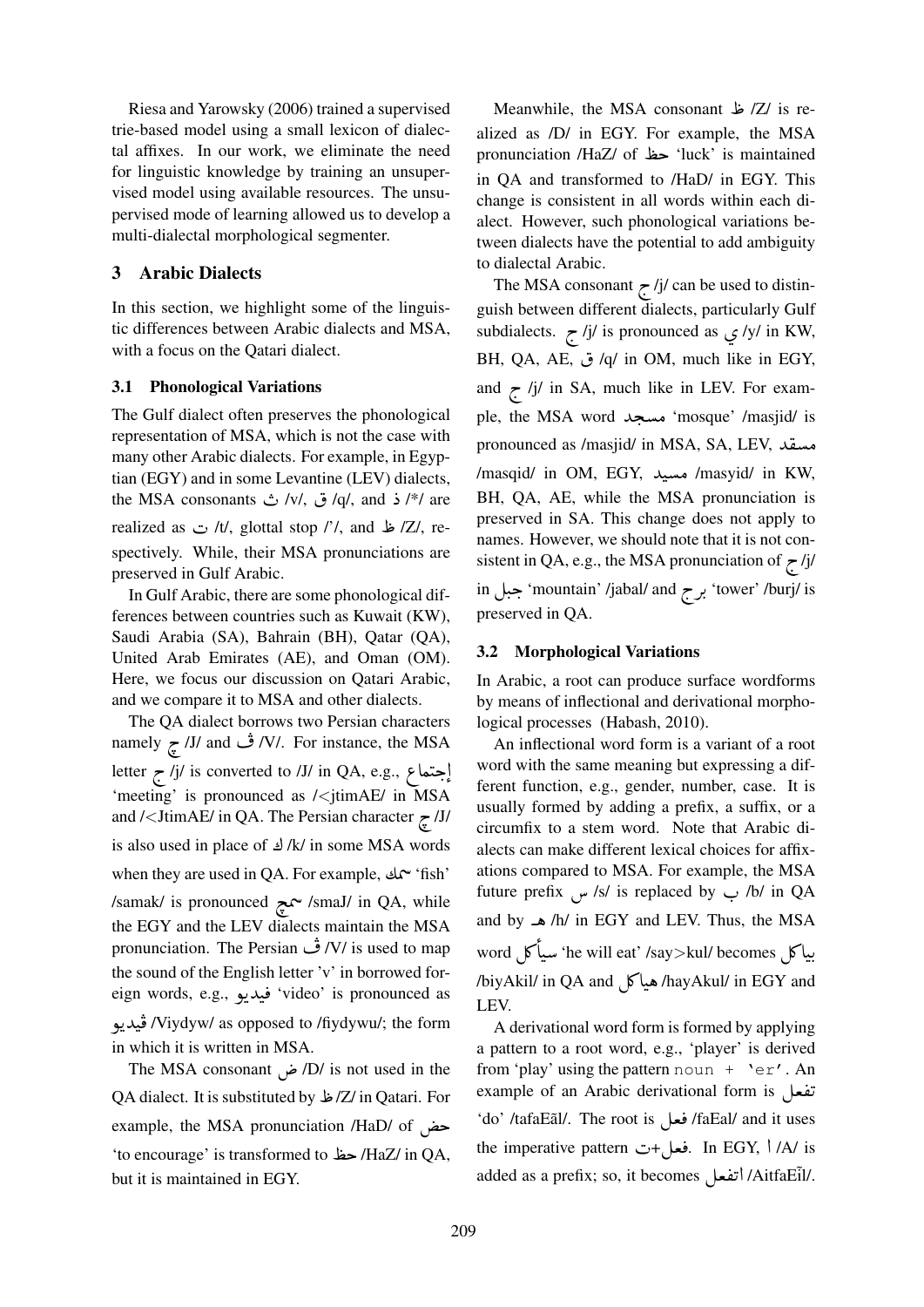Riesa and Yarowsky (2006) trained a supervised trie-based model using a small lexicon of dialectal affixes. In our work, we eliminate the need for linguistic knowledge by training an unsupervised model using available resources. The unsupervised mode of learning allowed us to develop a multi-dialectal morphological segmenter.

## 3 Arabic Dialects

In this section, we highlight some of the linguistic differences between Arabic dialects and MSA, with a focus on the Qatari dialect.

### 3.1 Phonological Variations

The Gulf dialect often preserves the phonological representation of MSA, which is not the case with many other Arabic dialects. For example, in Egyptian (EGY) and in some Levantine (LEV) dialects, the MSA consonants ث /v/, ق /q/, and ذ /*/ are realized as ت /t/, glottal stop /'/, and ظ /Z/, respectively. While, their MSA pronunciations are preserved in Gulf Arabic.

In Gulf Arabic, there are some phonological differences between countries such as Kuwait (KW), Saudi Arabia (SA), Bahrain (BH), Qatar (QA), United Arab Emirates (AE), and Oman (OM). Here, we focus our discussion on Qatari Arabic, and we compare it to MSA and other dialects.

The QA dialect borrows two Persian characters namely چ /J/ and ڤ /V/. For instance, the MSA letter ج /j/ is converted to /J/ in QA, e.g., إجتماع 'meeting' is pronounced as /<jtimAE/ in MSA and /<JtimAE/ in QA. The Persian character چ /J/ is also used in place of ك /k/ in some MSA words when they are used in QA. For example, سمك 'fish' /samak/ is pronounced سمچ /smaJ/ in QA, while the EGY and the LEV dialects maintain the MSA pronunciation. The Persian ڤ /V/ is used to map the sound of the English letter 'v' in borrowed foreign words, e.g., فيديو 'video' is pronounced as ڤيديو /Viydyw/ as opposed to /fiydywu/; the form in which it is written in MSA.

The MSA consonant ض /D/ is not used in the QA dialect. It is substituted by ظ /Z/ in Qatari. For example, the MSA pronunciation /HaD/ of حض 'to encourage' is transformed to حظ /HaZ/ in QA, but it is maintained in EGY.

Meanwhile, the MSA consonant ظ /Z/ is realized as /D/ in EGY. For example, the MSA pronunciation /HaZ/ of حظ 'luck' is maintained in QA and transformed to /HaD/ in EGY. This change is consistent in all words within each dialect. However, such phonological variations between dialects have the potential to add ambiguity to dialectal Arabic.

The MSA consonant ج /j/ can be used to distinguish between different dialects, particularly Gulf subdialects. ج /j/ is pronounced as ي /y/ in KW, BH, QA, AE, ق /q/ in OM, much like in EGY, and ج /j/ in SA, much like in LEV. For example, the MSA word مسجد 'mosque' /masjid/ is pronounced as /masjid/ in MSA, SA, LEV, مسقد /masqid/ in OM, EGY, مسيد /masyid/ in KW, BH, QA, AE, while the MSA pronunciation is preserved in SA. This change does not apply to names. However, we should note that it is not consistent in QA, e.g., the MSA pronunciation of ج /j/ in جبل 'mountain' /jabal/ and برج 'tower' /burj/ is preserved in QA.

### 3.2 Morphological Variations

In Arabic, a root can produce surface wordforms by means of inflectional and derivational morphological processes (Habash, 2010).

An inflectional word form is a variant of a root word with the same meaning but expressing a different function, e.g., gender, number, case. It is usually formed by adding a prefix, a suffix, or a circumfix to a stem word. Note that Arabic dialects can make different lexical choices for affixations compared to MSA. For example, the MSA future prefix س /s/ is replaced by ب /b/ in QA and by هـ /h/ in EGY and LEV. Thus, the MSA word سيأكل 'he will eat' /say>kul/ becomes بياكل /biyAkil/ in QA and هياكل /hayAkul/ in EGY and LEV.

A derivational word form is formed by applying a pattern to a root word, e.g., 'player' is derived from 'play' using the pattern `noun + 'er'`. An example of an Arabic derivational form is تفعل 'do' /tafaEãl/. The root is فعل /faEal/ and it uses the imperative pattern ت+فعل. In EGY, ا /A/ is added as a prefix; so, it becomes اتفعل /AitfaEĩl/.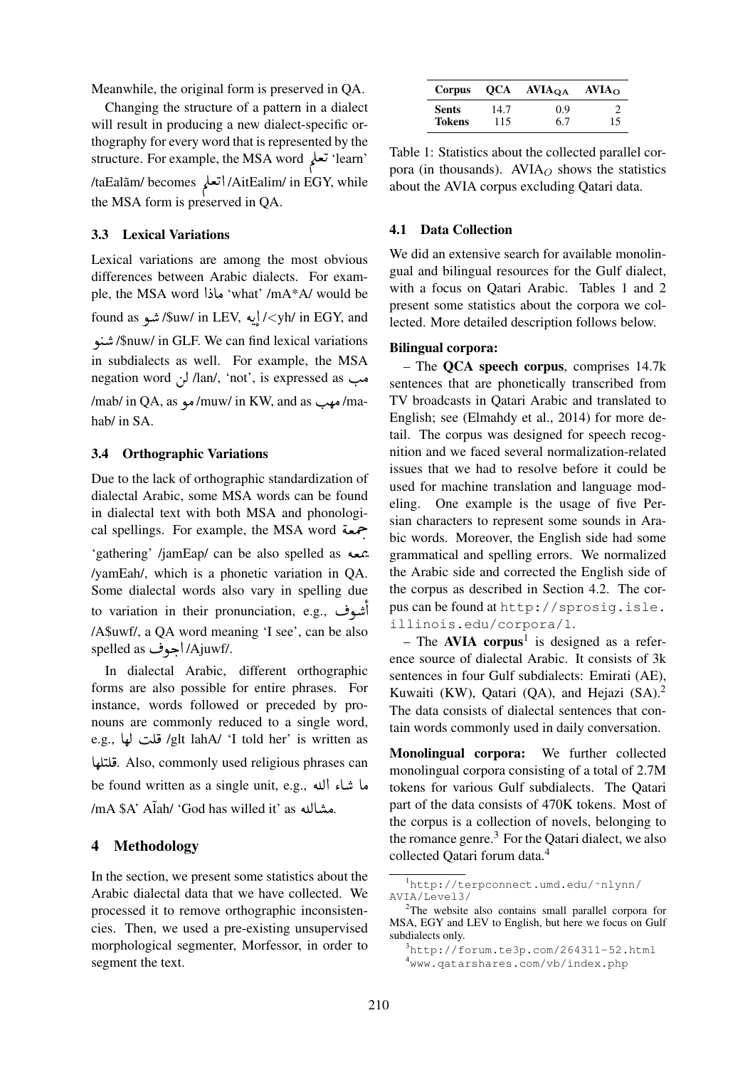Meanwhile, the original form is preserved in QA.

Changing the structure of a pattern in a dialect will result in producing a new dialect-specific orthography for every word that is represented by the structure. For example, the MSA word تعلم 'learn' /taEalãm/ becomes اتعلم /AitEalim/ in EGY, while the MSA form is preserved in QA.

### 3.3 Lexical Variations

Lexical variations are among the most obvious differences between Arabic dialects. For example, the MSA word ماذا 'what' /mA*A/ would be found as شو /$uw/ in LEV, إيه /<yh/ in EGY, and شنو /$nuw/ in GLF. We can find lexical variations in subdialects as well. For example, the MSA negation word لن /lan/, 'not', is expressed as مب /mab/ in QA, as مو /muw/ in KW, and as مهب /mahab/ in SA.

### 3.4 Orthographic Variations

Due to the lack of orthographic standardization of dialectal Arabic, some MSA words can be found in dialectal text with both MSA and phonological spellings. For example, the MSA word جمعة 'gathering' /jamEap/ can be also spelled as يمعه /yamEah/, which is a phonetic variation in QA. Some dialectal words also vary in spelling due to variation in their pronunciation, e.g., أشوف /A$uwf/, a QA word meaning 'I see', can be also spelled as اجوف /Ajuwf/.

In dialectal Arabic, different orthographic forms are also possible for entire phrases. For instance, words followed or preceded by pronouns are commonly reduced to a single word, e.g., قلت لها /glt lahA/ 'I told her' is written as قلتلها. Also, commonly used religious phrases can be found written as a single unit, e.g., ما شاء الله /mA $A' AĨah/ 'God has willed it' as مشالله.

## 4 Methodology

In the section, we present some statistics about the Arabic dialectal data that we have collected. We processed it to remove orthographic inconsistencies. Then, we used a pre-existing unsupervised morphological segmenter, Morfessor, in order to segment the text.

| Corpus | QCA | $AVIA_{QA}$ | $AVIA_{O}$ |
|---|---|---|---|
| **Sents** | 14.7 | 0.9 | 2 |
| **Tokens** | 115 | 6.7 | 15 |

Table 1: Statistics about the collected parallel corpora (in thousands). $AVIA_O$ shows the statistics about the AVIA corpus excluding Qatari data.

### 4.1 Data Collection

We did an extensive search for available monolingual and bilingual resources for the Gulf dialect, with a focus on Qatari Arabic. Tables 1 and 2 present some statistics about the corpora we collected. More detailed description follows below.

**Bilingual corpora:**

– The **QCA speech corpus**, comprises 14.7k sentences that are phonetically transcribed from TV broadcasts in Qatari Arabic and translated to English; see (Elmahdy et al., 2014) for more detail. The corpus was designed for speech recognition and we faced several normalization-related issues that we had to resolve before it could be used for machine translation and language modeling. One example is the usage of five Persian characters to represent some sounds in Arabic words. Moreover, the English side had some grammatical and spelling errors. We normalized the Arabic side and corrected the English side of the corpus as described in Section 4.2. The corpus can be found at http://sprosig.isle.illinois.edu/corpora/1.

– The **AVIA corpus**[1] is designed as a reference source of dialectal Arabic. It consists of 3k sentences in four Gulf subdialects: Emirati (AE), Kuwaiti (KW), Qatari (QA), and Hejazi (SA).[2] The data consists of dialectal sentences that contain words commonly used in daily conversation.

**Monolingual corpora:** We further collected monolingual corpora consisting of a total of 2.7M tokens for various Gulf subdialects. The Qatari part of the data consists of 470K tokens. Most of the corpus is a collection of novels, belonging to the romance genre.[3] For the Qatari dialect, we also collected Qatari forum data.[4]

[1] http://terpconnect.umd.edu/~nlynn/AVIA/Level3/

[2] The website also contains small parallel corpora for MSA, EGY and LEV to English, but here we focus on Gulf subdialects only.

[3] http://forum.te3p.com/264311-52.html

[4] www.qatarshares.com/vb/index.php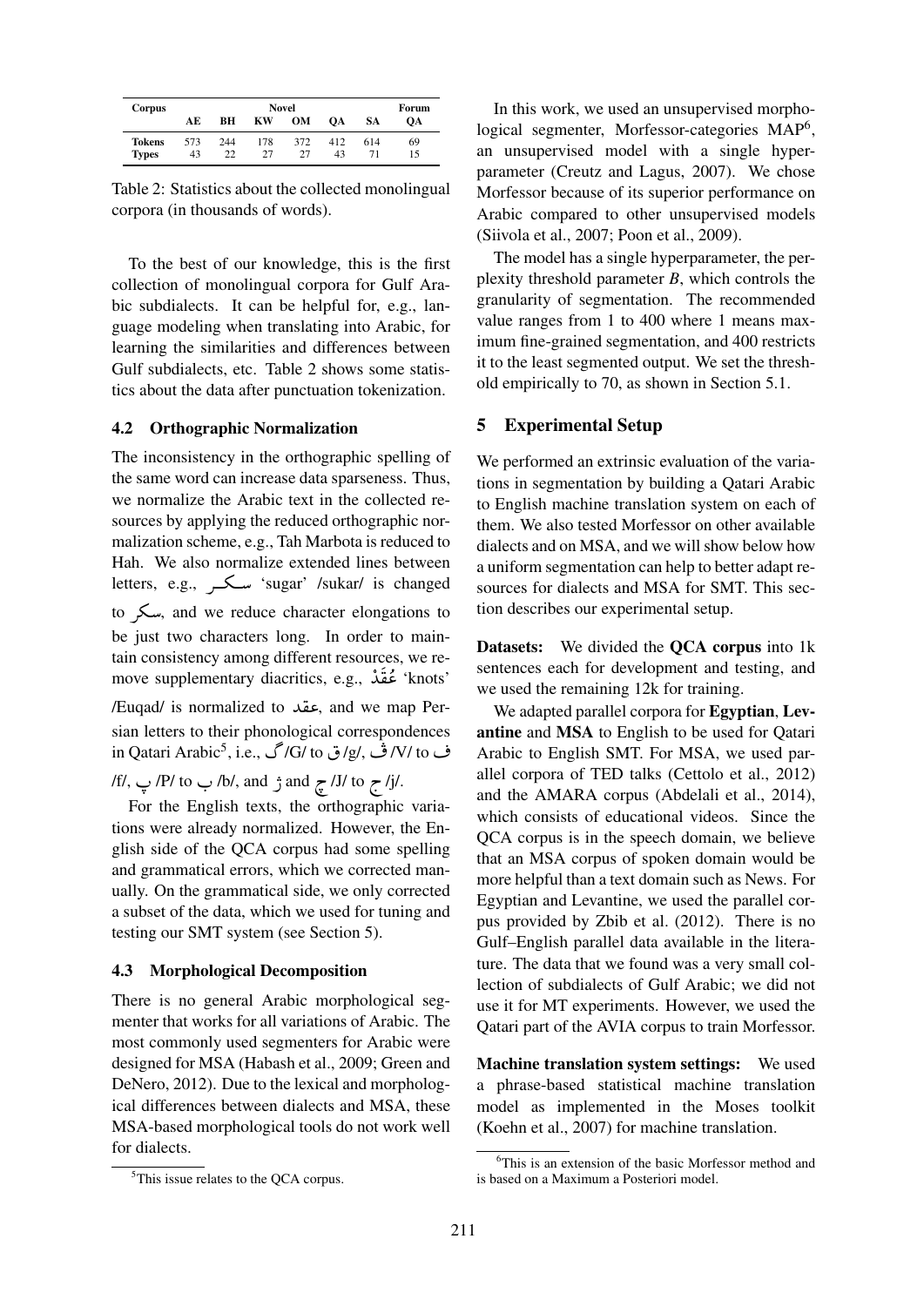| Corpus | Novel | | | | | | Forum |
|---|---|---|---|---|---|---|---|
| | AE | BH | KW | OM | QA | SA | QA |
| **Tokens** | 573 | 244 | 178 | 372 | 412 | 614 | 69 |
| **Types** | 43 | 22 | 27 | 27 | 43 | 71 | 15 |

Table 2: Statistics about the collected monolingual corpora (in thousands of words).

To the best of our knowledge, this is the first collection of monolingual corpora for Gulf Arabic subdialects. It can be helpful for, e.g., language modeling when translating into Arabic, for learning the similarities and differences between Gulf subdialects, etc. Table 2 shows some statistics about the data after punctuation tokenization.

### 4.2 Orthographic Normalization

The inconsistency in the orthographic spelling of the same word can increase data sparseness. Thus, we normalize the Arabic text in the collected resources by applying the reduced orthographic normalization scheme, e.g., Tah Marbota is reduced to Hah. We also normalize extended lines between letters, e.g., ســكــر 'sugar' /sukar/ is changed to سكر, and we reduce character elongations to be just two characters long. In order to maintain consistency among different resources, we remove supplementary diacritics, e.g., عُقَدْ 'knots' /Euqad/ is normalized to عقد, and we map Persian letters to their phonological correspondences in Qatari Arabic[5], i.e., گ /G/ to ق /g/, ڤ /V/ to ف /f/, پ /P/ to ب /b/, and ژ and چ /J/ to ج /j/.

For the English texts, the orthographic variations were already normalized. However, the English side of the QCA corpus had some spelling and grammatical errors, which we corrected manually. On the grammatical side, we only corrected a subset of the data, which we used for tuning and testing our SMT system (see Section 5).

### 4.3 Morphological Decomposition

There is no general Arabic morphological segmenter that works for all variations of Arabic. The most commonly used segmenters for Arabic were designed for MSA (Habash et al., 2009; Green and DeNero, 2012). Due to the lexical and morphological differences between dialects and MSA, these MSA-based morphological tools do not work well for dialects.

In this work, we used an unsupervised morphological segmenter, Morfessor-categories MAP[6], an unsupervised model with a single hyperparameter (Creutz and Lagus, 2007). We chose Morfessor because of its superior performance on Arabic compared to other unsupervised models (Siivola et al., 2007; Poon et al., 2009).

The model has a single hyperparameter, the perplexity threshold parameter *B*, which controls the granularity of segmentation. The recommended value ranges from 1 to 400 where 1 means maximum fine-grained segmentation, and 400 restricts it to the least segmented output. We set the threshold empirically to 70, as shown in Section 5.1.

## 5 Experimental Setup

We performed an extrinsic evaluation of the variations in segmentation by building a Qatari Arabic to English machine translation system on each of them. We also tested Morfessor on other available dialects and on MSA, and we will show below how a uniform segmentation can help to better adapt resources for dialects and MSA for SMT. This section describes our experimental setup.

**Datasets:** We divided the **QCA corpus** into 1k sentences each for development and testing, and we used the remaining 12k for training.

We adapted parallel corpora for **Egyptian**, **Levantine** and **MSA** to English to be used for Qatari Arabic to English SMT. For MSA, we used parallel corpora of TED talks (Cettolo et al., 2012) and the AMARA corpus (Abdelali et al., 2014), which consists of educational videos. Since the QCA corpus is in the speech domain, we believe that an MSA corpus of spoken domain would be more helpful than a text domain such as News. For Egyptian and Levantine, we used the parallel corpus provided by Zbib et al. (2012). There is no Gulf–English parallel data available in the literature. The data that we found was a very small collection of subdialects of Gulf Arabic; we did not use it for MT experiments. However, we used the Qatari part of the AVIA corpus to train Morfessor.

**Machine translation system settings:** We used a phrase-based statistical machine translation model as implemented in the Moses toolkit (Koehn et al., 2007) for machine translation.

[5]This issue relates to the QCA corpus.

[6]This is an extension of the basic Morfessor method and is based on a Maximum a Posteriori model.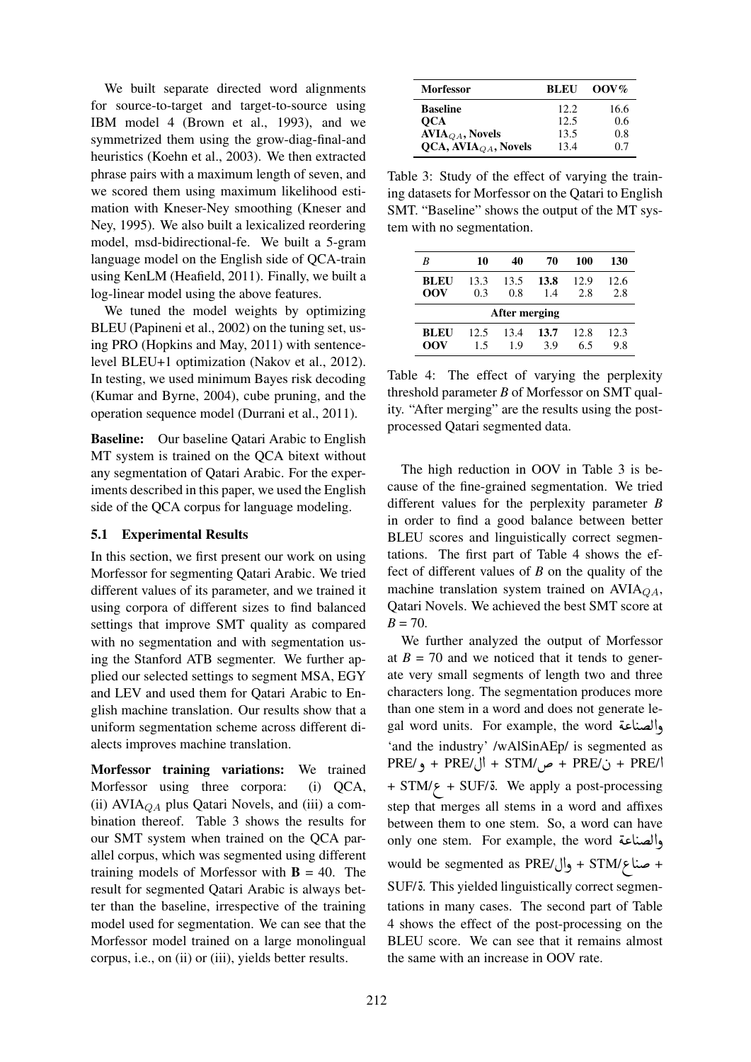We built separate directed word alignments for source-to-target and target-to-source using IBM model 4 (Brown et al., 1993), and we symmetrized them using the grow-diag-final-and heuristics (Koehn et al., 2003). We then extracted phrase pairs with a maximum length of seven, and we scored them using maximum likelihood estimation with Kneser-Ney smoothing (Kneser and Ney, 1995). We also built a lexicalized reordering model, msd-bidirectional-fe. We built a 5-gram language model on the English side of QCA-train using KenLM (Heafield, 2011). Finally, we built a log-linear model using the above features.

We tuned the model weights by optimizing BLEU (Papineni et al., 2002) on the tuning set, using PRO (Hopkins and May, 2011) with sentence-level BLEU+1 optimization (Nakov et al., 2012). In testing, we used minimum Bayes risk decoding (Kumar and Byrne, 2004), cube pruning, and the operation sequence model (Durrani et al., 2011).

**Baseline:** Our baseline Qatari Arabic to English MT system is trained on the QCA bitext without any segmentation of Qatari Arabic. For the experiments described in this paper, we used the English side of the QCA corpus for language modeling.

### 5.1 Experimental Results

In this section, we first present our work on using Morfessor for segmenting Qatari Arabic. We tried different values of its parameter, and we trained it using corpora of different sizes to find balanced settings that improve SMT quality as compared with no segmentation and with segmentation using the Stanford ATB segmenter. We further applied our selected settings to segment MSA, EGY and LEV and used them for Qatari Arabic to English machine translation. Our results show that a uniform segmentation scheme across different dialects improves machine translation.

**Morfessor training variations:** We trained Morfessor using three corpora: (i) QCA, (ii) $\text{AVIA}_{QA}$ plus Qatari Novels, and (iii) a combination thereof. Table 3 shows the results for our SMT system when trained on the QCA parallel corpus, which was segmented using different training models of Morfessor with $\mathbf{B}$ = 40. The result for segmented Qatari Arabic is always better than the baseline, irrespective of the training model used for segmentation. We can see that the Morfessor model trained on a large monolingual corpus, i.e., on (ii) or (iii), yields better results.

| Morfessor | BLEU | OOV% |
|---|---|---|
| **Baseline** | 12.2 | 16.6 |
| **QCA** | 12.5 | 0.6 |
| **$\text{AVIA}_{QA}$, Novels** | 13.5 | 0.8 |
| **QCA, $\text{AVIA}_{QA}$, Novels** | 13.4 | 0.7 |

Table 3: Study of the effect of varying the training datasets for Morfessor on the Qatari to English SMT. "Baseline" shows the output of the MT system with no segmentation.

| *B* | 10 | 40 | 70 | 100 | 130 |
|---|---|---|---|---|---|
| **BLEU** | 13.3 | 13.5 | **13.8** | 12.9 | 12.6 |
| **OOV** | 0.3 | 0.8 | 1.4 | 2.8 | 2.8 |
| **After merging** | | | | | |
| **BLEU** | 12.5 | 13.4 | **13.7** | 12.8 | 12.3 |
| **OOV** | 1.5 | 1.9 | 3.9 | 6.5 | 9.8 |

Table 4: The effect of varying the perplexity threshold parameter *B* of Morfessor on SMT quality. "After merging" are the results using the post-processed Qatari segmented data.

The high reduction in OOV in Table 3 is because of the fine-grained segmentation. We tried different values for the perplexity parameter *B* in order to find a good balance between better BLEU scores and linguistically correct segmentations. The first part of Table 4 shows the effect of different values of *B* on the quality of the machine translation system trained on $\text{AVIA}_{QA}$, Qatari Novels. We achieved the best SMT score at *B* = 70.

We further analyzed the output of Morfessor at *B* = 70 and we noticed that it tends to generate very small segments of length two and three characters long. The segmentation produces more than one stem in a word and does not generate legal word units. For example, the word والصناعة 'and the industry' /wAlSinAEp/ is segmented as PRE/و + PRE/ال + STM/ص + PRE/ن + PRE/ا + STM/ع + SUF/ة. We apply a post-processing step that merges all stems in a word and affixes between them to one stem. So, a word can have only one stem. For example, the word والصناعة would be segmented as PRE/وال + STM/صناع + SUF/ة. This yielded linguistically correct segmentations in many cases. The second part of Table 4 shows the effect of the post-processing on the BLEU score. We can see that it remains almost the same with an increase in OOV rate.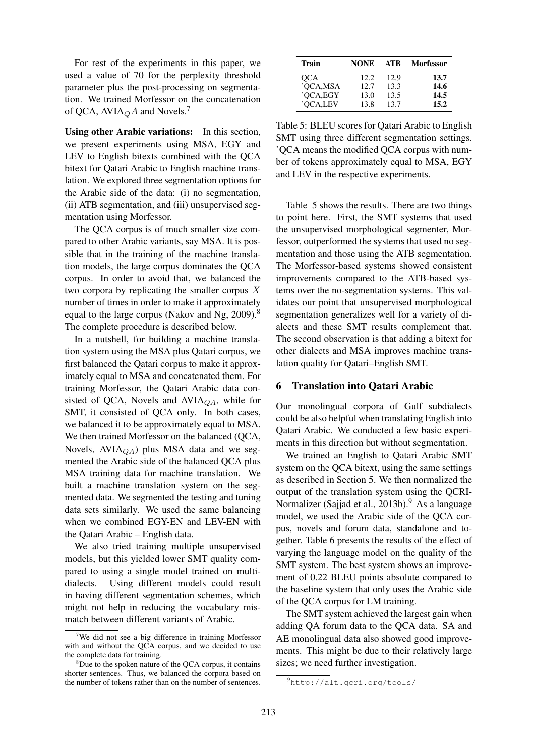For rest of the experiments in this paper, we used a value of 70 for the perplexity threshold parameter plus the post-processing on segmentation. We trained Morfessor on the concatenation of QCA, AVIA$_Q A$ and Novels.[7]

**Using other Arabic variations:** In this section, we present experiments using MSA, EGY and LEV to English bitexts combined with the QCA bitext for Qatari Arabic to English machine translation. We explored three segmentation options for the Arabic side of the data: (i) no segmentation, (ii) ATB segmentation, and (iii) unsupervised segmentation using Morfessor.

The QCA corpus is of much smaller size compared to other Arabic variants, say MSA. It is possible that in the training of the machine translation models, the large corpus dominates the QCA corpus. In order to avoid that, we balanced the two corpora by replicating the smaller corpus $X$ number of times in order to make it approximately equal to the large corpus (Nakov and Ng, 2009).[8] The complete procedure is described below.

In a nutshell, for building a machine translation system using the MSA plus Qatari corpus, we first balanced the Qatari corpus to make it approximately equal to MSA and concatenated them. For training Morfessor, the Qatari Arabic data consisted of QCA, Novels and AVIA$_{QA}$, while for SMT, it consisted of QCA only. In both cases, we balanced it to be approximately equal to MSA. We then trained Morfessor on the balanced (QCA, Novels, AVIA$_{QA}$) plus MSA data and we segmented the Arabic side of the balanced QCA plus MSA training data for machine translation. We built a machine translation system on the segmented data. We segmented the testing and tuning data sets similarly. We used the same balancing when we combined EGY-EN and LEV-EN with the Qatari Arabic – English data.

We also tried training multiple unsupervised models, but this yielded lower SMT quality compared to using a single model trained on multi-dialects. Using different models could result in having different segmentation schemes, which might not help in reducing the vocabulary mismatch between different variants of Arabic.

[7] We did not see a big difference in training Morfessor with and without the QCA corpus, and we decided to use the complete data for training.

[8] Due to the spoken nature of the QCA corpus, it contains shorter sentences. Thus, we balanced the corpora based on the number of tokens rather than on the number of sentences.

| Train | NONE | ATB | Morfessor |
|---|---|---|---|
| QCA | 12.2 | 12.9 | **13.7** |
| 'QCA,MSA | 12.7 | 13.3 | **14.6** |
| 'QCA,EGY | 13.0 | 13.5 | **14.5** |
| 'QCA,LEV | 13.8 | 13.7 | **15.2** |

Table 5: BLEU scores for Qatari Arabic to English SMT using three different segmentation settings. 'QCA means the modified QCA corpus with number of tokens approximately equal to MSA, EGY and LEV in the respective experiments.

Table 5 shows the results. There are two things to point here. First, the SMT systems that used the unsupervised morphological segmenter, Morfessor, outperformed the systems that used no segmentation and those using the ATB segmentation. The Morfessor-based systems showed consistent improvements compared to the ATB-based systems over the no-segmentation systems. This validates our point that unsupervised morphological segmentation generalizes well for a variety of dialects and these SMT results complement that. The second observation is that adding a bitext for other dialects and MSA improves machine translation quality for Qatari–English SMT.

## 6 Translation into Qatari Arabic

Our monolingual corpora of Gulf subdialects could be also helpful when translating English into Qatari Arabic. We conducted a few basic experiments in this direction but without segmentation.

We trained an English to Qatari Arabic SMT system on the QCA bitext, using the same settings as described in Section 5. We then normalized the output of the translation system using the QCRI-Normalizer (Sajjad et al., 2013b).[9] As a language model, we used the Arabic side of the QCA corpus, novels and forum data, standalone and together. Table 6 presents the results of the effect of varying the language model on the quality of the SMT system. The best system shows an improvement of 0.22 BLEU points absolute compared to the baseline system that only uses the Arabic side of the QCA corpus for LM training.

The SMT system achieved the largest gain when adding QA forum data to the QCA data. SA and AE monolingual data also showed good improvements. This might be due to their relatively large sizes; we need further investigation.

[9] http://alt.qcri.org/tools/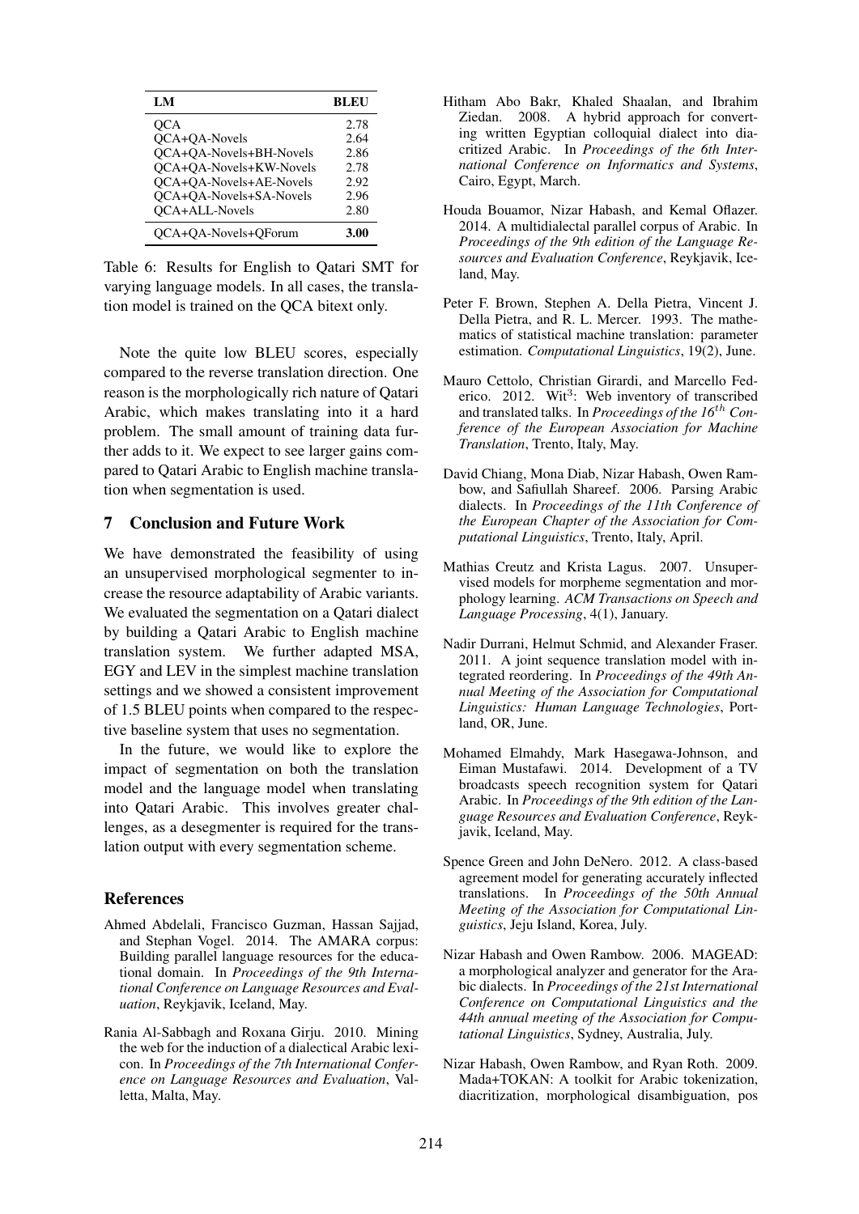| LM | BLEU |
|---|---|
| QCA | 2.78 |
| QCA+QA-Novels | 2.64 |
| QCA+QA-Novels+BH-Novels | 2.86 |
| QCA+QA-Novels+KW-Novels | 2.78 |
| QCA+QA-Novels+AE-Novels | 2.92 |
| QCA+QA-Novels+SA-Novels | 2.96 |
| QCA+ALL-Novels | 2.80 |
| QCA+QA-Novels+QForum | **3.00** |

Table 6: Results for English to Qatari SMT for varying language models. In all cases, the translation model is trained on the QCA bitext only.

Note the quite low BLEU scores, especially compared to the reverse translation direction. One reason is the morphologically rich nature of Qatari Arabic, which makes translating into it a hard problem. The small amount of training data further adds to it. We expect to see larger gains compared to Qatari Arabic to English machine translation when segmentation is used.

## 7 Conclusion and Future Work

We have demonstrated the feasibility of using an unsupervised morphological segmenter to increase the resource adaptability of Arabic variants. We evaluated the segmentation on a Qatari dialect by building a Qatari Arabic to English machine translation system. We further adapted MSA, EGY and LEV in the simplest machine translation settings and we showed a consistent improvement of 1.5 BLEU points when compared to the respective baseline system that uses no segmentation.

In the future, we would like to explore the impact of segmentation on both the translation model and the language model when translating into Qatari Arabic. This involves greater challenges, as a desegmenter is required for the translation output with every segmentation scheme.

## References

Ahmed Abdelali, Francisco Guzman, Hassan Sajjad, and Stephan Vogel. 2014. The AMARA corpus: Building parallel language resources for the educational domain. In *Proceedings of the 9th International Conference on Language Resources and Evaluation*, Reykjavik, Iceland, May.

Rania Al-Sabbagh and Roxana Girju. 2010. Mining the web for the induction of a dialectical Arabic lexicon. In *Proceedings of the 7th International Conference on Language Resources and Evaluation*, Valletta, Malta, May.

Hitham Abo Bakr, Khaled Shaalan, and Ibrahim Ziedan. 2008. A hybrid approach for converting written Egyptian colloquial dialect into diacritized Arabic. In *Proceedings of the 6th International Conference on Informatics and Systems*, Cairo, Egypt, March.

Houda Bouamor, Nizar Habash, and Kemal Oflazer. 2014. A multidialectal parallel corpus of Arabic. In *Proceedings of the 9th edition of the Language Resources and Evaluation Conference*, Reykjavik, Iceland, May.

Peter F. Brown, Stephen A. Della Pietra, Vincent J. Della Pietra, and R. L. Mercer. 1993. The mathematics of statistical machine translation: parameter estimation. *Computational Linguistics*, 19(2), June.

Mauro Cettolo, Christian Girardi, and Marcello Federico. 2012. Wit[3]: Web inventory of transcribed and translated talks. In *Proceedings of the 16$^{th}$ Conference of the European Association for Machine Translation*, Trento, Italy, May.

David Chiang, Mona Diab, Nizar Habash, Owen Rambow, and Safiullah Shareef. 2006. Parsing Arabic dialects. In *Proceedings of the 11th Conference of the European Chapter of the Association for Computational Linguistics*, Trento, Italy, April.

Mathias Creutz and Krista Lagus. 2007. Unsupervised models for morpheme segmentation and morphology learning. *ACM Transactions on Speech and Language Processing*, 4(1), January.

Nadir Durrani, Helmut Schmid, and Alexander Fraser. 2011. A joint sequence translation model with integrated reordering. In *Proceedings of the 49th Annual Meeting of the Association for Computational Linguistics: Human Language Technologies*, Portland, OR, June.

Mohamed Elmahdy, Mark Hasegawa-Johnson, and Eiman Mustafawi. 2014. Development of a TV broadcasts speech recognition system for Qatari Arabic. In *Proceedings of the 9th edition of the Language Resources and Evaluation Conference*, Reykjavik, Iceland, May.

Spence Green and John DeNero. 2012. A class-based agreement model for generating accurately inflected translations. In *Proceedings of the 50th Annual Meeting of the Association for Computational Linguistics*, Jeju Island, Korea, July.

Nizar Habash and Owen Rambow. 2006. MAGEAD: a morphological analyzer and generator for the Arabic dialects. In *Proceedings of the 21st International Conference on Computational Linguistics and the 44th annual meeting of the Association for Computational Linguistics*, Sydney, Australia, July.

Nizar Habash, Owen Rambow, and Ryan Roth. 2009. Mada+TOKAN: A toolkit for Arabic tokenization, diacritization, morphological disambiguation, pos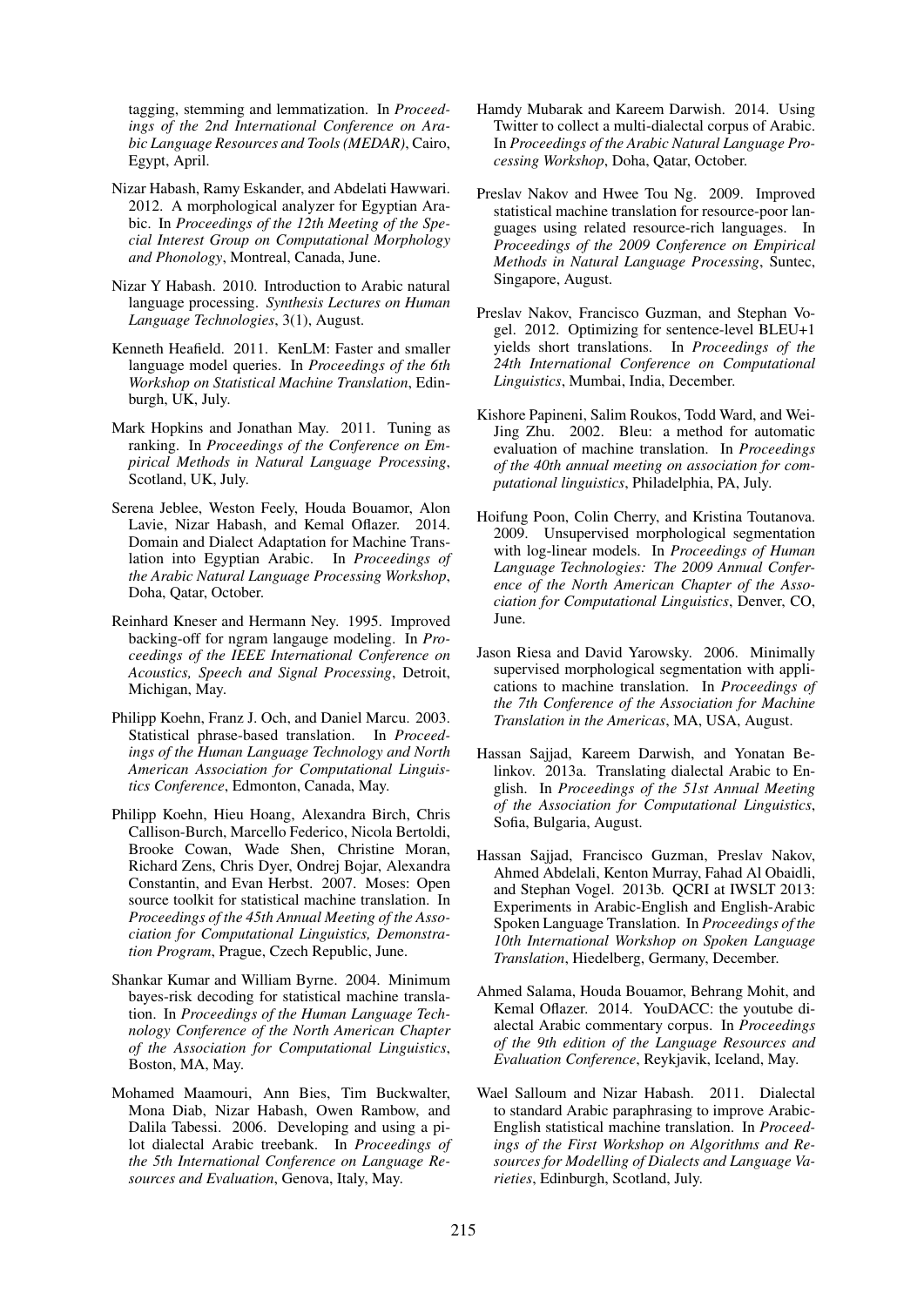tagging, stemming and lemmatization. In *Proceedings of the 2nd International Conference on Arabic Language Resources and Tools (MEDAR)*, Cairo, Egypt, April.

Nizar Habash, Ramy Eskander, and Abdelati Hawwari. 2012. A morphological analyzer for Egyptian Arabic. In *Proceedings of the 12th Meeting of the Special Interest Group on Computational Morphology and Phonology*, Montreal, Canada, June.

Nizar Y Habash. 2010. Introduction to Arabic natural language processing. *Synthesis Lectures on Human Language Technologies*, 3(1), August.

Kenneth Heafield. 2011. KenLM: Faster and smaller language model queries. In *Proceedings of the 6th Workshop on Statistical Machine Translation*, Edinburgh, UK, July.

Mark Hopkins and Jonathan May. 2011. Tuning as ranking. In *Proceedings of the Conference on Empirical Methods in Natural Language Processing*, Scotland, UK, July.

Serena Jeblee, Weston Feely, Houda Bouamor, Alon Lavie, Nizar Habash, and Kemal Oflazer. 2014. Domain and Dialect Adaptation for Machine Translation into Egyptian Arabic. In *Proceedings of the Arabic Natural Language Processing Workshop*, Doha, Qatar, October.

Reinhard Kneser and Hermann Ney. 1995. Improved backing-off for ngram langauge modeling. In *Proceedings of the IEEE International Conference on Acoustics, Speech and Signal Processing*, Detroit, Michigan, May.

Philipp Koehn, Franz J. Och, and Daniel Marcu. 2003. Statistical phrase-based translation. In *Proceedings of the Human Language Technology and North American Association for Computational Linguistics Conference*, Edmonton, Canada, May.

Philipp Koehn, Hieu Hoang, Alexandra Birch, Chris Callison-Burch, Marcello Federico, Nicola Bertoldi, Brooke Cowan, Wade Shen, Christine Moran, Richard Zens, Chris Dyer, Ondrej Bojar, Alexandra Constantin, and Evan Herbst. 2007. Moses: Open source toolkit for statistical machine translation. In *Proceedings of the 45th Annual Meeting of the Association for Computational Linguistics, Demonstration Program*, Prague, Czech Republic, June.

Shankar Kumar and William Byrne. 2004. Minimum bayes-risk decoding for statistical machine translation. In *Proceedings of the Human Language Technology Conference of the North American Chapter of the Association for Computational Linguistics*, Boston, MA, May.

Mohamed Maamouri, Ann Bies, Tim Buckwalter, Mona Diab, Nizar Habash, Owen Rambow, and Dalila Tabessi. 2006. Developing and using a pilot dialectal Arabic treebank. In *Proceedings of the 5th International Conference on Language Resources and Evaluation*, Genova, Italy, May.

Hamdy Mubarak and Kareem Darwish. 2014. Using Twitter to collect a multi-dialectal corpus of Arabic. In *Proceedings of the Arabic Natural Language Processing Workshop*, Doha, Qatar, October.

Preslav Nakov and Hwee Tou Ng. 2009. Improved statistical machine translation for resource-poor languages using related resource-rich languages. In *Proceedings of the 2009 Conference on Empirical Methods in Natural Language Processing*, Suntec, Singapore, August.

Preslav Nakov, Francisco Guzman, and Stephan Vogel. 2012. Optimizing for sentence-level BLEU+1 yields short translations. In *Proceedings of the 24th International Conference on Computational Linguistics*, Mumbai, India, December.

Kishore Papineni, Salim Roukos, Todd Ward, and Wei-Jing Zhu. 2002. Bleu: a method for automatic evaluation of machine translation. In *Proceedings of the 40th annual meeting on association for computational linguistics*, Philadelphia, PA, July.

Hoifung Poon, Colin Cherry, and Kristina Toutanova. 2009. Unsupervised morphological segmentation with log-linear models. In *Proceedings of Human Language Technologies: The 2009 Annual Conference of the North American Chapter of the Association for Computational Linguistics*, Denver, CO, June.

Jason Riesa and David Yarowsky. 2006. Minimally supervised morphological segmentation with applications to machine translation. In *Proceedings of the 7th Conference of the Association for Machine Translation in the Americas*, MA, USA, August.

Hassan Sajjad, Kareem Darwish, and Yonatan Belinkov. 2013a. Translating dialectal Arabic to English. In *Proceedings of the 51st Annual Meeting of the Association for Computational Linguistics*, Sofia, Bulgaria, August.

Hassan Sajjad, Francisco Guzman, Preslav Nakov, Ahmed Abdelali, Kenton Murray, Fahad Al Obaidli, and Stephan Vogel. 2013b. QCRI at IWSLT 2013: Experiments in Arabic-English and English-Arabic Spoken Language Translation. In *Proceedings of the 10th International Workshop on Spoken Language Translation*, Hiedelberg, Germany, December.

Ahmed Salama, Houda Bouamor, Behrang Mohit, and Kemal Oflazer. 2014. YouDACC: the youtube dialectal Arabic commentary corpus. In *Proceedings of the 9th edition of the Language Resources and Evaluation Conference*, Reykjavik, Iceland, May.

Wael Salloum and Nizar Habash. 2011. Dialectal to standard Arabic paraphrasing to improve Arabic-English statistical machine translation. In *Proceedings of the First Workshop on Algorithms and Resources for Modelling of Dialects and Language Varieties*, Edinburgh, Scotland, July.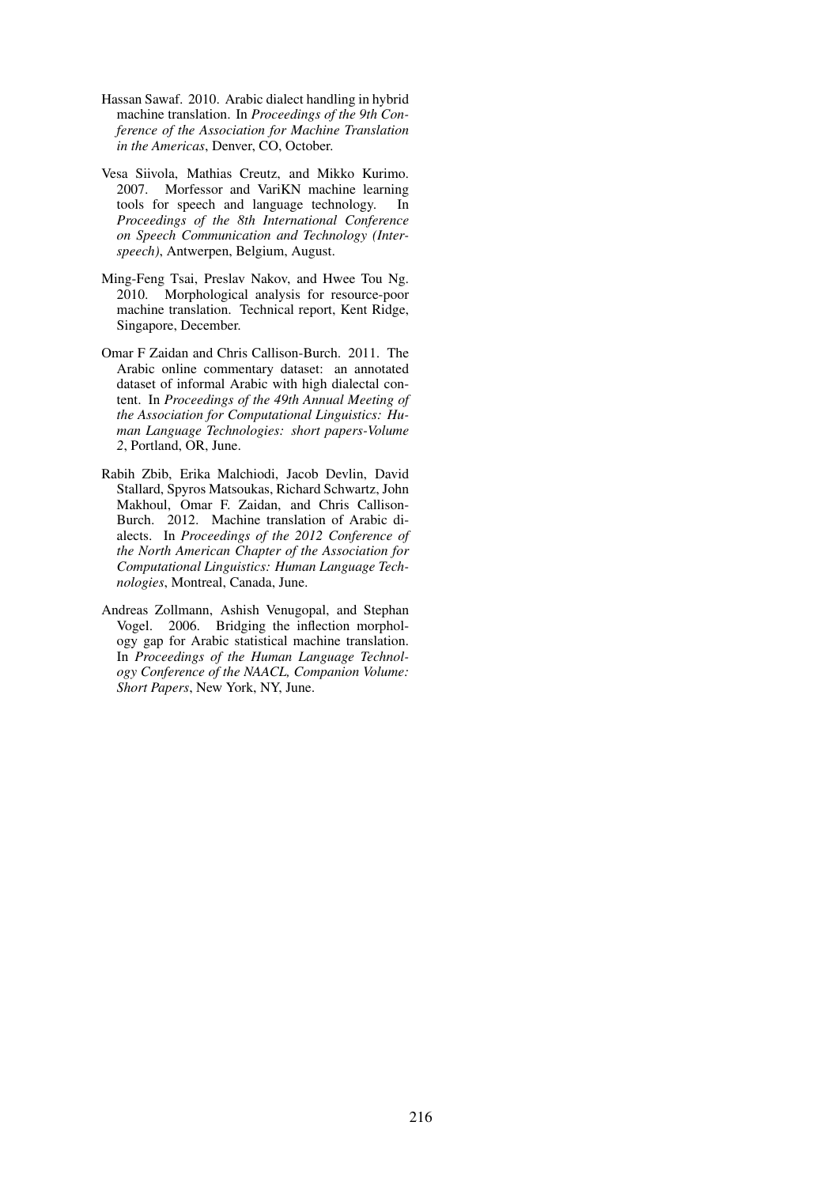Hassan Sawaf. 2010. Arabic dialect handling in hybrid machine translation. In *Proceedings of the 9th Conference of the Association for Machine Translation in the Americas*, Denver, CO, October.

Vesa Siivola, Mathias Creutz, and Mikko Kurimo. 2007. Morfessor and VariKN machine learning tools for speech and language technology. In *Proceedings of the 8th International Conference on Speech Communication and Technology (Interspeech)*, Antwerpen, Belgium, August.

Ming-Feng Tsai, Preslav Nakov, and Hwee Tou Ng. 2010. Morphological analysis for resource-poor machine translation. Technical report, Kent Ridge, Singapore, December.

Omar F Zaidan and Chris Callison-Burch. 2011. The Arabic online commentary dataset: an annotated dataset of informal Arabic with high dialectal content. In *Proceedings of the 49th Annual Meeting of the Association for Computational Linguistics: Human Language Technologies: short papers-Volume 2*, Portland, OR, June.

Rabih Zbib, Erika Malchiodi, Jacob Devlin, David Stallard, Spyros Matsoukas, Richard Schwartz, John Makhoul, Omar F. Zaidan, and Chris Callison-Burch. 2012. Machine translation of Arabic dialects. In *Proceedings of the 2012 Conference of the North American Chapter of the Association for Computational Linguistics: Human Language Technologies*, Montreal, Canada, June.

Andreas Zollmann, Ashish Venugopal, and Stephan Vogel. 2006. Bridging the inflection morphology gap for Arabic statistical machine translation. In *Proceedings of the Human Language Technology Conference of the NAACL, Companion Volume: Short Papers*, New York, NY, June.